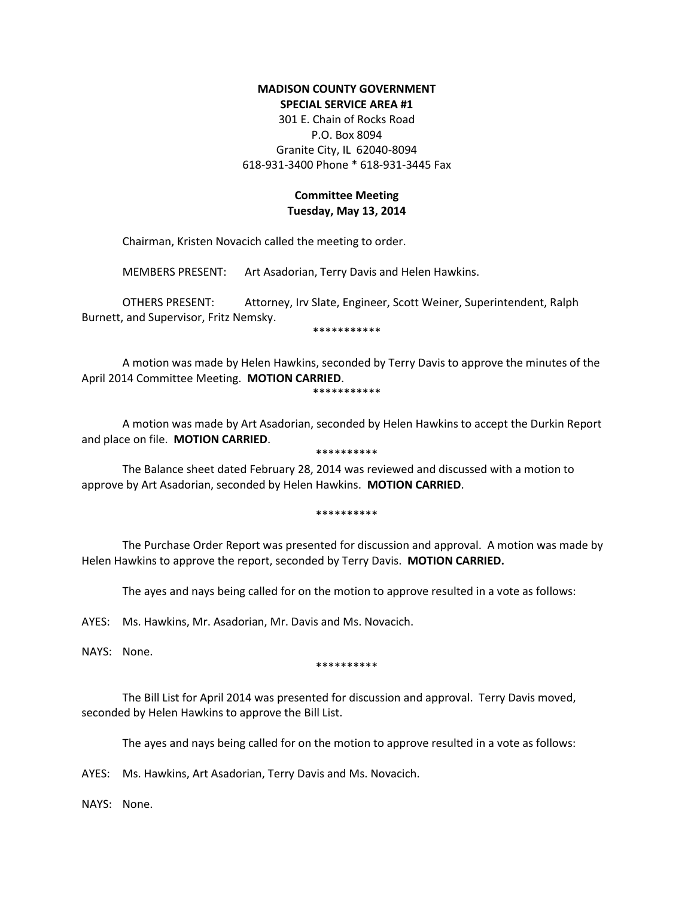**MADISON COUNTY GOVERNMENT**
**SPECIAL SERVICE AREA #1**
301 E. Chain of Rocks Road
P.O. Box 8094
Granite City, IL 62040-8094
618-931-3400 Phone * 618-931-3445 Fax

**Committee Meeting**
**Tuesday, May 13, 2014**

Chairman, Kristen Novacich called the meeting to order.

MEMBERS PRESENT: Art Asadorian, Terry Davis and Helen Hawkins.

OTHERS PRESENT: Attorney, Irv Slate, Engineer, Scott Weiner, Superintendent, Ralph Burnett, and Supervisor, Fritz Nemsky.

***********

A motion was made by Helen Hawkins, seconded by Terry Davis to approve the minutes of the April 2014 Committee Meeting. **MOTION CARRIED**.

***********

A motion was made by Art Asadorian, seconded by Helen Hawkins to accept the Durkin Report and place on file. **MOTION CARRIED**.

**********

The Balance sheet dated February 28, 2014 was reviewed and discussed with a motion to approve by Art Asadorian, seconded by Helen Hawkins. **MOTION CARRIED**.

**********

The Purchase Order Report was presented for discussion and approval. A motion was made by Helen Hawkins to approve the report, seconded by Terry Davis. **MOTION CARRIED.**

The ayes and nays being called for on the motion to approve resulted in a vote as follows:

AYES: Ms. Hawkins, Mr. Asadorian, Mr. Davis and Ms. Novacich.

NAYS: None.

**********

The Bill List for April 2014 was presented for discussion and approval. Terry Davis moved, seconded by Helen Hawkins to approve the Bill List.

The ayes and nays being called for on the motion to approve resulted in a vote as follows:

AYES: Ms. Hawkins, Art Asadorian, Terry Davis and Ms. Novacich.

NAYS: None.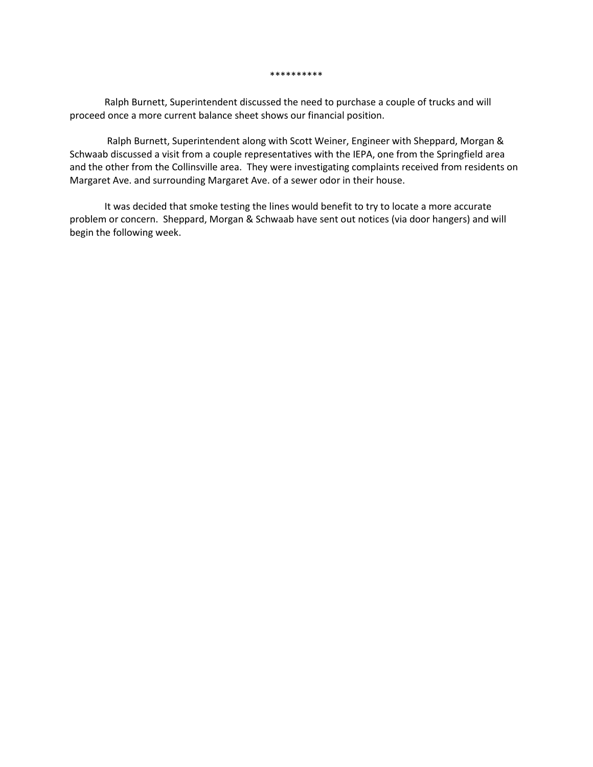**********

Ralph Burnett, Superintendent discussed the need to purchase a couple of trucks and will proceed once a more current balance sheet shows our financial position.

Ralph Burnett, Superintendent along with Scott Weiner, Engineer with Sheppard, Morgan & Schwaab discussed a visit from a couple representatives with the IEPA, one from the Springfield area and the other from the Collinsville area. They were investigating complaints received from residents on Margaret Ave. and surrounding Margaret Ave. of a sewer odor in their house.

It was decided that smoke testing the lines would benefit to try to locate a more accurate problem or concern. Sheppard, Morgan & Schwaab have sent out notices (via door hangers) and will begin the following week.